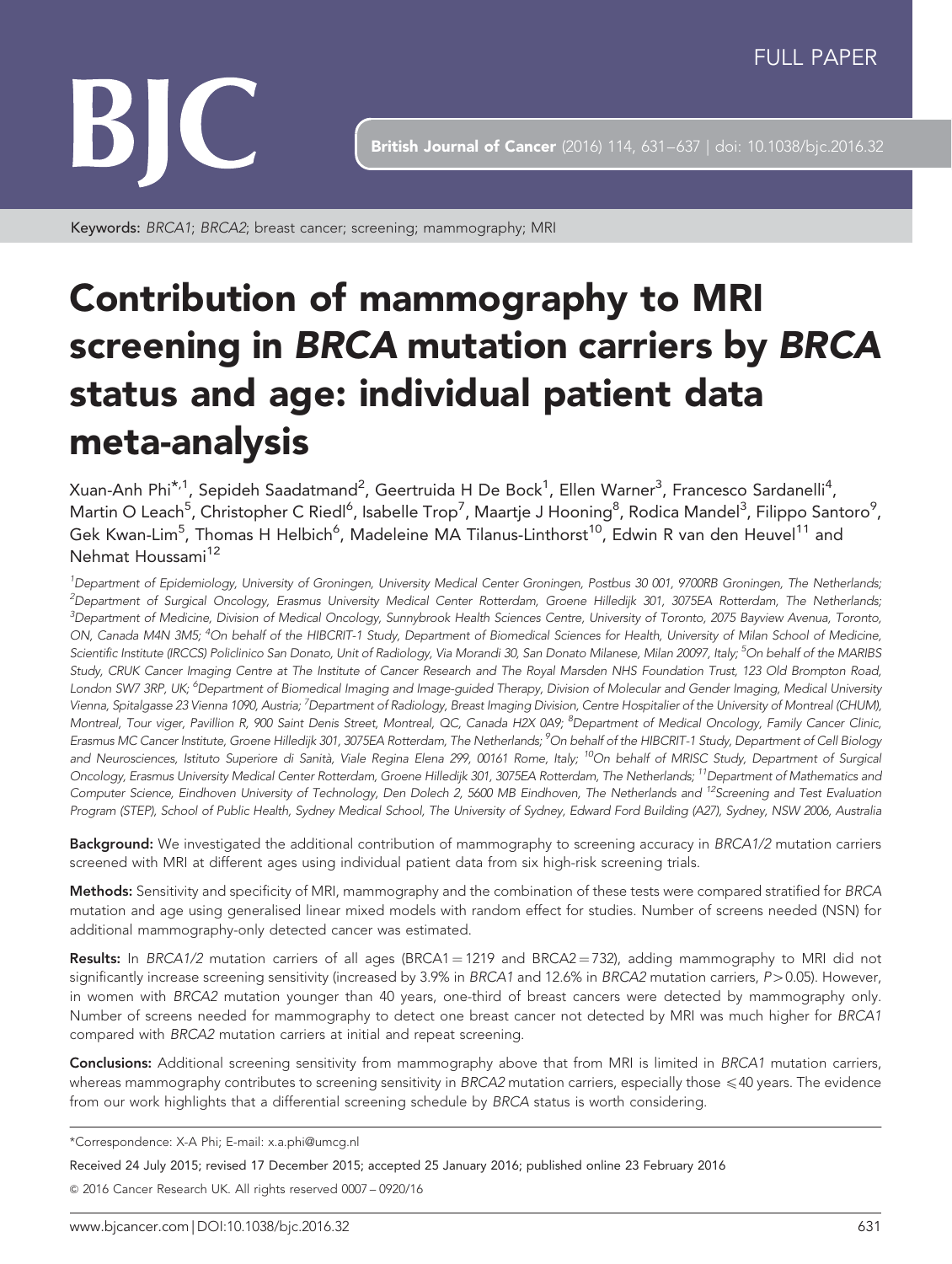FULL PAPER

Keywords: *BRCA1*; *BRCA2*; breast cancer; screening; mammography; MRI

# Contribution of mammography to MRI screening in *BRCA* mutation carriers by *BRCA* status and age: individual patient data meta-analysis

Xuan-Anh Phi*[,1], Sepideh Saadatmand[2], Geertruida H De Bock[1], Ellen Warner[3], Francesco Sardanelli[4], Martin O Leach[5], Christopher C Riedl[6], Isabelle Trop[7], Maartje J Hooning[8], Rodica Mandel[3], Filippo Santoro[9], Gek Kwan-Lim[5], Thomas H Helbich[6], Madeleine MA Tilanus-Linthorst[10], Edwin R van den Heuvel[11] and Nehmat Houssami[12]

[1]Department of Epidemiology, University of Groningen, University Medical Center Groningen, Postbus 30 001, 9700RB Groningen, The Netherlands; [2]Department of Surgical Oncology, Erasmus University Medical Center Rotterdam, Groene Hilledijk 301, 3075EA Rotterdam, The Netherlands; [3]Department of Medicine, Division of Medical Oncology, Sunnybrook Health Sciences Centre, University of Toronto, 2075 Bayview Avenue, Toronto, ON, Canada M4N 3M5; [4]On behalf of the HIBCRIT-1 Study, Department of Biomedical Sciences for Health, University of Milan School of Medicine, Scientific Institute (IRCCS) Policlinico San Donato, Unit of Radiology, Via Morandi 30, San Donato Milanese, Milan 20097, Italy; [5]On behalf of the MARIBS Study, CRUK Cancer Imaging Centre at The Institute of Cancer Research and The Royal Marsden NHS Foundation Trust, 123 Old Brompton Road, London SW7 3RP, UK; [6]Department of Biomedical Imaging and Image-guided Therapy, Division of Molecular and Gender Imaging, Medical University Vienna, Spitalgasse 23 Vienna 1090, Austria; [7]Department of Radiology, Breast Imaging Division, Centre Hospitalier of the University of Montreal (CHUM), Montreal, Tour viger, Pavillion R, 900 Saint Denis Street, Montreal, QC, Canada H2X 0A9; [8]Department of Medical Oncology, Family Cancer Clinic, Erasmus MC Cancer Institute, Groene Hilledijk 301, 3075EA Rotterdam, The Netherlands; [9]On behalf of the HIBCRIT-1 Study, Department of Cell Biology and Neurosciences, Istituto Superiore di Sanità, Viale Regina Elena 299, 00161 Rome, Italy; [10]On behalf of MRISC Study, Department of Surgical Oncology, Erasmus University Medical Center Rotterdam, Groene Hilledijk 301, 3075EA Rotterdam, The Netherlands; [11]Department of Mathematics and Computer Science, Eindhoven University of Technology, Den Dolech 2, 5600 MB Eindhoven, The Netherlands and [12]Screening and Test Evaluation Program (STEP), School of Public Health, Sydney Medical School, The University of Sydney, Edward Ford Building (A27), Sydney, NSW 2006, Australia

**Background:** We investigated the additional contribution of mammography to screening accuracy in *BRCA1/2* mutation carriers screened with MRI at different ages using individual patient data from six high-risk screening trials.

**Methods:** Sensitivity and specificity of MRI, mammography and the combination of these tests were compared stratified for *BRCA* mutation and age using generalised linear mixed models with random effect for studies. Number of screens needed (NSN) for additional mammography-only detected cancer was estimated.

**Results:** In *BRCA1/2* mutation carriers of all ages (BRCA1 = 1219 and BRCA2 = 732), adding mammography to MRI did not significantly increase screening sensitivity (increased by 3.9% in *BRCA1* and 12.6% in *BRCA2* mutation carriers, $P > 0.05$). However, in women with *BRCA2* mutation younger than 40 years, one-third of breast cancers were detected by mammography only. Number of screens needed for mammography to detect one breast cancer not detected by MRI was much higher for *BRCA1* compared with *BRCA2* mutation carriers at initial and repeat screening.

**Conclusions:** Additional screening sensitivity from mammography above that from MRI is limited in *BRCA1* mutation carriers, whereas mammography contributes to screening sensitivity in *BRCA2* mutation carriers, especially those $\leqslant$40 years. The evidence from our work highlights that a differential screening schedule by *BRCA* status is worth considering.

*Correspondence: X-A Phi; E-mail: x.a.phi@umcg.nl

Received 24 July 2015; revised 17 December 2015; accepted 25 January 2016; published online 23 February 2016

© 2016 Cancer Research UK. All rights reserved 0007 – 0920/16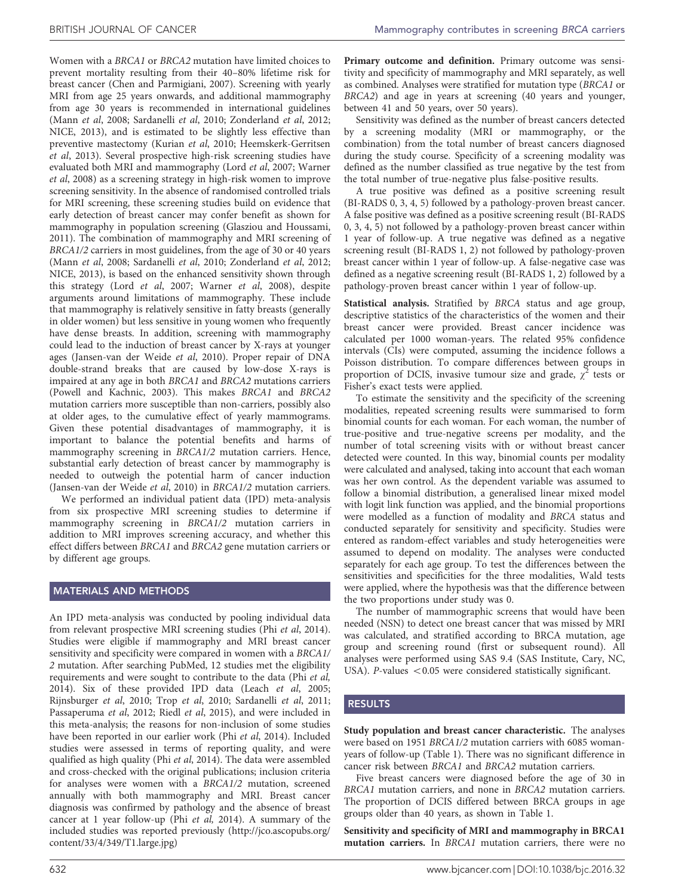Women with a *BRCA1* or *BRCA2* mutation have limited choices to prevent mortality resulting from their 40–80% lifetime risk for breast cancer (Chen and Parmigiani, 2007). Screening with yearly MRI from age 25 years onwards, and additional mammography from age 30 years is recommended in international guidelines (Mann *et al*, 2008; Sardanelli *et al*, 2010; Zonderland *et al*, 2012; NICE, 2013), and is estimated to be slightly less effective than preventive mastectomy (Kurian *et al*, 2010; Heemskerk-Gerritsen *et al*, 2013). Several prospective high-risk screening studies have evaluated both MRI and mammography (Lord *et al*, 2007; Warner *et al*, 2008) as a screening strategy in high-risk women to improve screening sensitivity. In the absence of randomised controlled trials for MRI screening, these screening studies build on evidence that early detection of breast cancer may confer benefit as shown for mammography in population screening (Glasziou and Houssami, 2011). The combination of mammography and MRI screening of *BRCA1/2* carriers in most guidelines, from the age of 30 or 40 years (Mann *et al*, 2008; Sardanelli *et al*, 2010; Zonderland *et al*, 2012; NICE, 2013), is based on the enhanced sensitivity shown through this strategy (Lord *et al*, 2007; Warner *et al*, 2008), despite arguments around limitations of mammography. These include that mammography is relatively sensitive in fatty breasts (generally in older women) but less sensitive in young women who frequently have dense breasts. In addition, screening with mammography could lead to the induction of breast cancer by X-rays at younger ages (Jansen-van der Weide *et al*, 2010). Proper repair of DNA double-strand breaks that are caused by low-dose X-rays is impaired at any age in both *BRCA1* and *BRCA2* mutations carriers (Powell and Kachnic, 2003). This makes *BRCA1* and *BRCA2* mutation carriers more susceptible than non-carriers, possibly also at older ages, to the cumulative effect of yearly mammograms. Given these potential disadvantages of mammography, it is important to balance the potential benefits and harms of mammography screening in *BRCA1/2* mutation carriers. Hence, substantial early detection of breast cancer by mammography is needed to outweigh the potential harm of cancer induction (Jansen-van der Weide *et al*, 2010) in *BRCA1/2* mutation carriers.

We performed an individual patient data (IPD) meta-analysis from six prospective MRI screening studies to determine if mammography screening in *BRCA1/2* mutation carriers in addition to MRI improves screening accuracy, and whether this effect differs between *BRCA1* and *BRCA2* gene mutation carriers or by different age groups.

## MATERIALS AND METHODS

An IPD meta-analysis was conducted by pooling individual data from relevant prospective MRI screening studies (Phi *et al*, 2014). Studies were eligible if mammography and MRI breast cancer sensitivity and specificity were compared in women with a *BRCA1/2* mutation. After searching PubMed, 12 studies met the eligibility requirements and were sought to contribute to the data (Phi *et al*, 2014). Six of these provided IPD data (Leach *et al*, 2005; Rijnsburger *et al*, 2010; Trop *et al*, 2010; Sardanelli *et al*, 2011; Passaperuma *et al*, 2012; Riedl *et al*, 2015), and were included in this meta-analysis; the reasons for non-inclusion of some studies have been reported in our earlier work (Phi *et al*, 2014). Included studies were assessed in terms of reporting quality, and were qualified as high quality (Phi *et al*, 2014). The data were assembled and cross-checked with the original publications; inclusion criteria for analyses were women with a *BRCA1/2* mutation, screened annually with both mammography and MRI. Breast cancer diagnosis was confirmed by pathology and the absence of breast cancer at 1 year follow-up (Phi *et al*, 2014). A summary of the included studies was reported previously (http://jco.ascopubs.org/content/33/4/349/T1.large.jpg)

**Primary outcome and definition.** Primary outcome was sensitivity and specificity of mammography and MRI separately, as well as combined. Analyses were stratified for mutation type (*BRCA1* or *BRCA2*) and age in years at screening (40 years and younger, between 41 and 50 years, over 50 years).

Sensitivity was defined as the number of breast cancers detected by a screening modality (MRI or mammography, or the combination) from the total number of breast cancers diagnosed during the study course. Specificity of a screening modality was defined as the number classified as true negative by the test from the total number of true-negative plus false-positive results.

A true positive was defined as a positive screening result (BI-RADS 0, 3, 4, 5) followed by a pathology-proven breast cancer. A false positive was defined as a positive screening result (BI-RADS 0, 3, 4, 5) not followed by a pathology-proven breast cancer within 1 year of follow-up. A true negative was defined as a negative screening result (BI-RADS 1, 2) not followed by pathology-proven breast cancer within 1 year of follow-up. A false-negative case was defined as a negative screening result (BI-RADS 1, 2) followed by a pathology-proven breast cancer within 1 year of follow-up.

**Statistical analysis.** Stratified by *BRCA* status and age group, descriptive statistics of the characteristics of the women and their breast cancer were provided. Breast cancer incidence was calculated per 1000 woman-years. The related 95% confidence intervals (CIs) were computed, assuming the incidence follows a Poisson distribution. To compare differences between groups in proportion of DCIS, invasive tumour size and grade, $\chi^2$ tests or Fisher's exact tests were applied.

To estimate the sensitivity and the specificity of the screening modalities, repeated screening results were summarised to form binomial counts for each woman. For each woman, the number of true-positive and true-negative screens per modality, and the number of total screening visits with or without breast cancer detected were counted. In this way, binomial counts per modality were calculated and analysed, taking into account that each woman was her own control. As the dependent variable was assumed to follow a binomial distribution, a generalised linear mixed model with logit link function was applied, and the binomial proportions were modelled as a function of modality and *BRCA* status and conducted separately for sensitivity and specificity. Studies were entered as random-effect variables and study heterogeneities were assumed to depend on modality. The analyses were conducted separately for each age group. To test the differences between the sensitivities and specificities for the three modalities, Wald tests were applied, where the hypothesis was that the difference between the two proportions under study was 0.

The number of mammographic screens that would have been needed (NSN) to detect one breast cancer that was missed by MRI was calculated, and stratified according to BRCA mutation, age group and screening round (first or subsequent round). All analyses were performed using SAS 9.4 (SAS Institute, Cary, NC, USA). *P*-values $<0.05$ were considered statistically significant.

## RESULTS

**Study population and breast cancer characteristic.** The analyses were based on 1951 *BRCA1/2* mutation carriers with 6085 woman-years of follow-up (Table 1). There was no significant difference in cancer risk between *BRCA1* and *BRCA2* mutation carriers.

Five breast cancers were diagnosed before the age of 30 in *BRCA1* mutation carriers, and none in *BRCA2* mutation carriers. The proportion of DCIS differed between BRCA groups in age groups older than 40 years, as shown in Table 1.

**Sensitivity and specificity of MRI and mammography in BRCA1 mutation carriers.** In *BRCA1* mutation carriers, there were no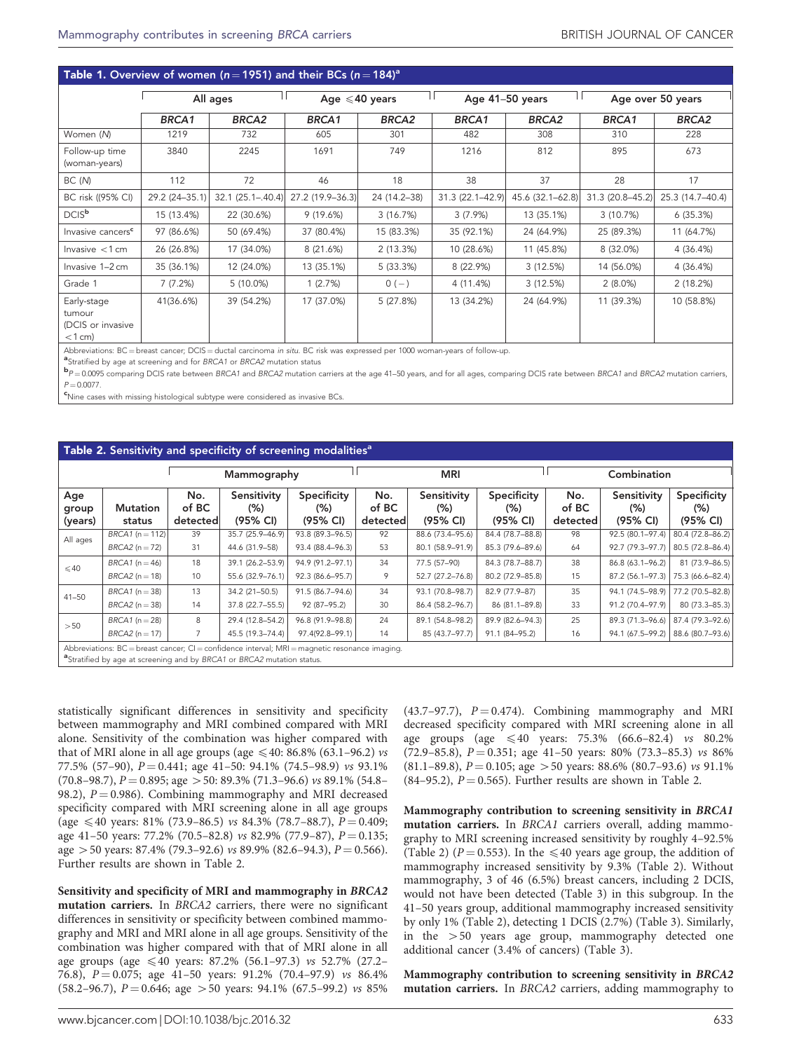**Table 1. Overview of women ($n = 1951$) and their BCs ($n = 184$)[a]**

| | All ages | | Age ⩽40 years | | Age 41–50 years | | Age over 50 years | |
|---|---|---|---|---|---|---|---|---|
| | ***BRCA1*** | ***BRCA2*** | ***BRCA1*** | ***BRCA2*** | ***BRCA1*** | ***BRCA2*** | ***BRCA1*** | ***BRCA2*** |
| Women (N) | 1219 | 732 | 605 | 301 | 482 | 308 | 310 | 228 |
| Follow-up time (woman-years) | 3840 | 2245 | 1691 | 749 | 1216 | 812 | 895 | 673 |
| BC (N) | 112 | 72 | 46 | 18 | 38 | 37 | 28 | 17 |
| BC risk ((95% CI) | 29.2 (24–35.1) | 32.1 (25.1–.40.4) | 27.2 (19.9–36.3) | 24 (14.2–38) | 31.3 (22.1–42.9) | 45.6 (32.1–62.8) | 31.3 (20.8–45.2) | 25.3 (14.7–40.4) |
| DCIS[b] | 15 (13.4%) | 22 (30.6%) | 9 (19.6%) | 3 (16.7%) | 3 (7.9%) | 13 (35.1%) | 3 (10.7%) | 6 (35.3%) |
| Invasive cancers[c] | 97 (86.6%) | 50 (69.4%) | 37 (80.4%) | 15 (83.3%) | 35 (92.1%) | 24 (64.9%) | 25 (89.3%) | 11 (64.7%) |
| Invasive <1 cm | 26 (26.8%) | 17 (34.0%) | 8 (21.6%) | 2 (13.3%) | 10 (28.6%) | 11 (45.8%) | 8 (32.0%) | 4 (36.4%) |
| Invasive 1–2 cm | 35 (36.1%) | 12 (24.0%) | 13 (35.1%) | 5 (33.3%) | 8 (22.9%) | 3 (12.5%) | 14 (56.0%) | 4 (36.4%) |
| Grade 1 | 7 (7.2%) | 5 (10.0%) | 1 (2.7%) | 0 (−) | 4 (11.4%) | 3 (12.5%) | 2 (8.0%) | 2 (18.2%) |
| Early-stage tumour (DCIS or invasive <1 cm) | 41(36.6%) | 39 (54.2%) | 17 (37.0%) | 5 (27.8%) | 13 (34.2%) | 24 (64.9%) | 11 (39.3%) | 10 (58.8%) |

Abbreviations: BC = breast cancer; DCIS = ductal carcinoma *in situ*. BC risk was expressed per 1000 woman-years of follow-up.

[a]Stratified by age at screening and for *BRCA1* or *BRCA2* mutation status

[b]$P = 0.0095$ comparing DCIS rate between *BRCA1* and *BRCA2* mutation carriers at the age 41–50 years, and for all ages, comparing DCIS rate between *BRCA1* and *BRCA2* mutation carriers, $P = 0.0077$.

[c]Nine cases with missing histological subtype were considered as invasive BCs.

**Table 2. Sensitivity and specificity of screening modalities[a]**

| | | Mammography | | | MRI | | | Combination | | |
|---|---|---|---|---|---|---|---|---|---|---|
| Age group (years) | Mutation status | No. of BC detected | Sensitivity (%) (95% CI) | Specificity (%) (95% CI) | No. of BC detected | Sensitivity (%) (95% CI) | Specificity (%) (95% CI) | No. of BC detected | Sensitivity (%) (95% CI) | Specificity (%) (95% CI) |
| All ages | *BRCA1* (n = 112) | 39 | 35.7 (25.9–46.9) | 93.8 (89.3–96.5) | 92 | 88.6 (73.4–95.6) | 84.4 (78.7–88.8) | 98 | 92.5 (80.1–97.4) | 80.4 (72.8–86.2) |
| | *BRCA2* (n = 72) | 31 | 44.6 (31.9–58) | 93.4 (88.4–96.3) | 53 | 80.1 (58.9–91.9) | 85.3 (79.6–89.6) | 64 | 92.7 (79.3–97.7) | 80.5 (72.8–86.4) |
| ⩽40 | *BRCA1* (n = 46) | 18 | 39.1 (26.2–53.9) | 94.9 (91.2–97.1) | 34 | 77.5 (57–90) | 84.3 (78.7–88.7) | 38 | 86.8 (63.1–96.2) | 81 (73.9–86.5) |
| | *BRCA2* (n = 18) | 10 | 55.6 (32.9–76.1) | 92.3 (86.6–95.7) | 9 | 52.7 (27.2–76.8) | 80.2 (72.9–85.8) | 15 | 87.2 (56.1–97.3) | 75.3 (66.6–82.4) |
| 41–50 | *BRCA1* (n = 38) | 13 | 34.2 (21–50.5) | 91.5 (86.7–94.6) | 34 | 93.1 (70.8–98.7) | 82.9 (77.9–87) | 35 | 94.1 (74.5–98.9) | 77.2 (70.5–82.8) |
| | *BRCA2* (n = 38) | 14 | 37.8 (22.7–55.5) | 92 (87–95.2) | 30 | 86.4 (58.2–96.7) | 86 (81.1–89.8) | 33 | 91.2 (70.4–97.9) | 80 (73.3–85.3) |
| >50 | *BRCA1* (n = 28) | 8 | 29.4 (12.8–54.2) | 96.8 (91.9–98.8) | 24 | 89.1 (54.8–98.2) | 89.9 (82.6–94.3) | 25 | 89.3 (71.3–96.6) | 87.4 (79.3–92.6) |
| | *BRCA2* (n = 17) | 7 | 45.5 (19.3–74.4) | 97.4(92.8–99.1) | 14 | 85 (43.7–97.7) | 91.1 (84–95.2) | 16 | 94.1 (67.5–99.2) | 88.6 (80.7–93.6) |

Abbreviations: BC = breast cancer; CI = confidence interval; MRI = magnetic resonance imaging.

[a]Stratified by age at screening and by *BRCA1* or *BRCA2* mutation status.

statistically significant differences in sensitivity and specificity between mammography and MRI combined compared with MRI alone. Sensitivity of the combination was higher compared with that of MRI alone in all age groups (age ⩽40: 86.8% (63.1–96.2) *vs* 77.5% (57–90), $P = 0.441$; age 41–50: 94.1% (74.5–98.9) *vs* 93.1% (70.8–98.7), $P = 0.895$; age >50: 89.3% (71.3–96.6) *vs* 89.1% (54.8–98.2), $P = 0.986$). Combining mammography and MRI decreased specificity compared with MRI screening alone in all age groups (age ⩽40 years: 81% (73.9–86.5) *vs* 84.3% (78.7–88.7), $P = 0.409$; age 41–50 years: 77.2% (70.5–82.8) *vs* 82.9% (77.9–87), $P = 0.135$; age >50 years: 87.4% (79.3–92.6) *vs* 89.9% (82.6–94.3), $P = 0.566$). Further results are shown in Table 2.

**Sensitivity and specificity of MRI and mammography in *BRCA2* mutation carriers.** In *BRCA2* carriers, there were no significant differences in sensitivity or specificity between combined mammography and MRI and MRI alone in all age groups. Sensitivity of the combination was higher compared with that of MRI alone in all age groups (age ⩽40 years: 87.2% (56.1–97.3) *vs* 52.7% (27.2–76.8), $P = 0.075$; age 41–50 years: 91.2% (70.4–97.9) *vs* 86.4% (58.2–96.7), $P = 0.646$; age >50 years: 94.1% (67.5–99.2) *vs* 85% (43.7–97.7), $P = 0.474$). Combining mammography and MRI decreased specificity compared with MRI screening alone in all age groups (age ⩽40 years: 75.3% (66.6–82.4) *vs* 80.2% (72.9–85.8), $P = 0.351$; age 41–50 years: 80% (73.3–85.3) *vs* 86% (81.1–89.8), $P = 0.105$; age >50 years: 88.6% (80.7–93.6) *vs* 91.1% (84–95.2), $P = 0.565$). Further results are shown in Table 2.

**Mammography contribution to screening sensitivity in *BRCA1* mutation carriers.** In *BRCA1* carriers overall, adding mammography to MRI screening increased sensitivity by roughly 4–92.5% (Table 2) ($P = 0.553$). In the ⩽40 years age group, the addition of mammography increased sensitivity by 9.3% (Table 2). Without mammography, 3 of 46 (6.5%) breast cancers, including 2 DCIS, would not have been detected (Table 3) in this subgroup. In the 41–50 years group, additional mammography increased sensitivity by only 1% (Table 2), detecting 1 DCIS (2.7%) (Table 3). Similarly, in the >50 years age group, mammography detected one additional cancer (3.4% of cancers) (Table 3).

**Mammography contribution to screening sensitivity in *BRCA2* mutation carriers.** In *BRCA2* carriers, adding mammography to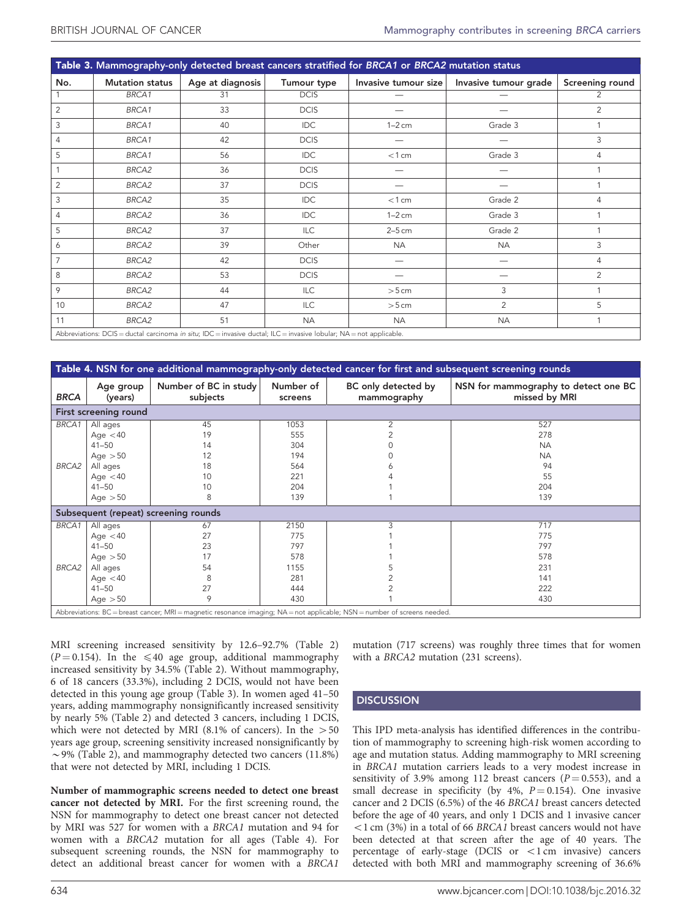**Table 3. Mammography-only detected breast cancers stratified for *BRCA1* or *BRCA2* mutation status**

| No. | Mutation status | Age at diagnosis | Tumour type | Invasive tumour size | Invasive tumour grade | Screening round |
|---|---|---|---|---|---|---|
| 1 | *BRCA1* | 31 | DCIS | — | — | 2 |
| 2 | *BRCA1* | 33 | DCIS | — | — | 2 |
| 3 | *BRCA1* | 40 | IDC | 1–2 cm | Grade 3 | 1 |
| 4 | *BRCA1* | 42 | DCIS | — | — | 3 |
| 5 | *BRCA1* | 56 | IDC | <1 cm | Grade 3 | 4 |
| 1 | *BRCA2* | 36 | DCIS | — | — | 1 |
| 2 | *BRCA2* | 37 | DCIS | — | — | 1 |
| 3 | *BRCA2* | 35 | IDC | <1 cm | Grade 2 | 4 |
| 4 | *BRCA2* | 36 | IDC | 1–2 cm | Grade 3 | 1 |
| 5 | *BRCA2* | 37 | ILC | 2–5 cm | Grade 2 | 1 |
| 6 | *BRCA2* | 39 | Other | NA | NA | 3 |
| 7 | *BRCA2* | 42 | DCIS | — | — | 4 |
| 8 | *BRCA2* | 53 | DCIS | — | — | 2 |
| 9 | *BRCA2* | 44 | ILC | >5 cm | 3 | 1 |
| 10 | *BRCA2* | 47 | ILC | >5 cm | 2 | 5 |
| 11 | *BRCA2* | 51 | NA | NA | NA | 1 |

Abbreviations: DCIS = ductal carcinoma *in situ*; IDC = invasive ductal; ILC = invasive lobular; NA = not applicable.

**Table 4. NSN for one additional mammography-only detected cancer for first and subsequent screening rounds**

| *BRCA* | Age group (years) | Number of BC in study subjects | Number of screens | BC only detected by mammography | NSN for mammography to detect one BC missed by MRI |
|---|---|---|---|---|---|
| **First screening round** | | | | | |
| *BRCA1* | All ages | 45 | 1053 | 2 | 527 |
| | Age <40 | 19 | 555 | 2 | 278 |
| | 41–50 | 14 | 304 | 0 | NA |
| | Age >50 | 12 | 194 | 0 | NA |
| *BRCA2* | All ages | 18 | 564 | 6 | 94 |
| | Age <40 | 10 | 221 | 4 | 55 |
| | 41–50 | 10 | 204 | 1 | 204 |
| | Age >50 | 8 | 139 | 1 | 139 |
| **Subsequent (repeat) screening rounds** | | | | | |
| *BRCA1* | All ages | 67 | 2150 | 3 | 717 |
| | Age <40 | 27 | 775 | 1 | 775 |
| | 41–50 | 23 | 797 | 1 | 797 |
| | Age >50 | 17 | 578 | 1 | 578 |
| *BRCA2* | All ages | 54 | 1155 | 5 | 231 |
| | Age <40 | 8 | 281 | 2 | 141 |
| | 41–50 | 27 | 444 | 2 | 222 |
| | Age >50 | 9 | 430 | 1 | 430 |

Abbreviations: BC = breast cancer; MRI = magnetic resonance imaging; NA = not applicable; NSN = number of screens needed.

MRI screening increased sensitivity by 12.6–92.7% (Table 2) ($P = 0.154$). In the $\leqslant 40$ age group, additional mammography increased sensitivity by 34.5% (Table 2). Without mammography, 6 of 18 cancers (33.3%), including 2 DCIS, would not have been detected in this young age group (Table 3). In women aged 41–50 years, adding mammography nonsignificantly increased sensitivity by nearly 5% (Table 2) and detected 3 cancers, including 1 DCIS, which were not detected by MRI (8.1% of cancers). In the >50 years age group, screening sensitivity increased nonsignificantly by ~9% (Table 2), and mammography detected two cancers (11.8%) that were not detected by MRI, including 1 DCIS.

**Number of mammographic screens needed to detect one breast cancer not detected by MRI.** For the first screening round, the NSN for mammography to detect one breast cancer not detected by MRI was 527 for women with a *BRCA1* mutation and 94 for women with a *BRCA2* mutation for all ages (Table 4). For subsequent screening rounds, the NSN for mammography to detect an additional breast cancer for women with a *BRCA1* mutation (717 screens) was roughly three times that for women with a *BRCA2* mutation (231 screens).

## DISCUSSION

This IPD meta-analysis has identified differences in the contribution of mammography to screening high-risk women according to age and mutation status. Adding mammography to MRI screening in *BRCA1* mutation carriers leads to a very modest increase in sensitivity of 3.9% among 112 breast cancers ($P = 0.553$), and a small decrease in specificity (by 4%, $P = 0.154$). One invasive cancer and 2 DCIS (6.5%) of the 46 *BRCA1* breast cancers detected before the age of 40 years, and only 1 DCIS and 1 invasive cancer <1 cm (3%) in a total of 66 *BRCA1* breast cancers would not have been detected at that screen after the age of 40 years. The percentage of early-stage (DCIS or <1 cm invasive) cancers detected with both MRI and mammography screening of 36.6%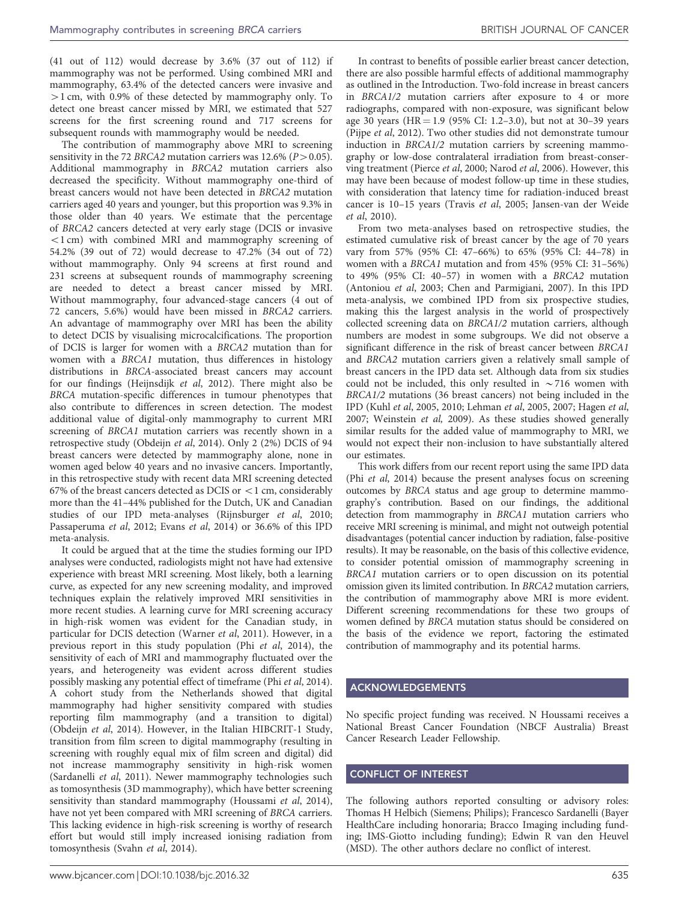(41 out of 112) would decrease by 3.6% (37 out of 112) if mammography was not be performed. Using combined MRI and mammography, 63.4% of the detected cancers were invasive and >1 cm, with 0.9% of these detected by mammography only. To detect one breast cancer missed by MRI, we estimated that 527 screens for the first screening round and 717 screens for subsequent rounds with mammography would be needed.

The contribution of mammography above MRI to screening sensitivity in the 72 *BRCA2* mutation carriers was 12.6% ($P > 0.05$). Additional mammography in *BRCA2* mutation carriers also decreased the specificity. Without mammography one-third of breast cancers would not have been detected in *BRCA2* mutation carriers aged 40 years and younger, but this proportion was 9.3% in those older than 40 years. We estimate that the percentage of *BRCA2* cancers detected at very early stage (DCIS or invasive <1 cm) with combined MRI and mammography screening of 54.2% (39 out of 72) would decrease to 47.2% (34 out of 72) without mammography. Only 94 screens at first round and 231 screens at subsequent rounds of mammography screening are needed to detect a breast cancer missed by MRI. Without mammography, four advanced-stage cancers (4 out of 72 cancers, 5.6%) would have been missed in *BRCA2* carriers. An advantage of mammography over MRI has been the ability to detect DCIS by visualising microcalcifications. The proportion of DCIS is larger for women with a *BRCA2* mutation than for women with a *BRCA1* mutation, thus differences in histology distributions in *BRCA*-associated breast cancers may account for our findings (Heijnsdijk *et al*, 2012). There might also be *BRCA* mutation-specific differences in tumour phenotypes that also contribute to differences in screen detection. The modest additional value of digital-only mammography to current MRI screening of *BRCA1* mutation carriers was recently shown in a retrospective study (Obdeijn *et al*, 2014). Only 2 (2%) DCIS of 94 breast cancers were detected by mammography alone, none in women aged below 40 years and no invasive cancers. Importantly, in this retrospective study with recent data MRI screening detected 67% of the breast cancers detected as DCIS or <1 cm, considerably more than the 41–44% published for the Dutch, UK and Canadian studies of our IPD meta-analyses (Rijnsburger *et al*, 2010; Passaperuma *et al*, 2012; Evans *et al*, 2014) or 36.6% of this IPD meta-analysis.

It could be argued that at the time the studies forming our IPD analyses were conducted, radiologists might not have had extensive experience with breast MRI screening. Most likely, both a learning curve, as expected for any new screening modality, and improved techniques explain the relatively improved MRI sensitivities in more recent studies. A learning curve for MRI screening accuracy in high-risk women was evident for the Canadian study, in particular for DCIS detection (Warner *et al*, 2011). However, in a previous report in this study population (Phi *et al*, 2014), the sensitivity of each of MRI and mammography fluctuated over the years, and heterogeneity was evident across different studies possibly masking any potential effect of timeframe (Phi *et al*, 2014). A cohort study from the Netherlands showed that digital mammography had higher sensitivity compared with studies reporting film mammography (and a transition to digital) (Obdeijn *et al*, 2014). However, in the Italian HIBCRIT-1 Study, transition from film screen to digital mammography (resulting in screening with roughly equal mix of film screen and digital) did not increase mammography sensitivity in high-risk women (Sardanelli *et al*, 2011). Newer mammography technologies such as tomosynthesis (3D mammography), which have better screening sensitivity than standard mammography (Houssami *et al*, 2014), have not yet been compared with MRI screening of *BRCA* carriers. This lacking evidence in high-risk screening is worthy of research effort but would still imply increased ionising radiation from tomosynthesis (Svahn *et al*, 2014).

In contrast to benefits of possible earlier breast cancer detection, there are also possible harmful effects of additional mammography as outlined in the Introduction. Two-fold increase in breast cancers in *BRCA1/2* mutation carriers after exposure to 4 or more radiographs, compared with non-exposure, was significant below age 30 years (HR = 1.9 (95% CI: 1.2–3.0), but not at 30–39 years (Pijpe *et al*, 2012). Two other studies did not demonstrate tumour induction in *BRCA1/2* mutation carriers by screening mammography or low-dose contralateral irradiation from breast-conserving treatment (Pierce *et al*, 2000; Narod *et al*, 2006). However, this may have been because of modest follow-up time in these studies, with consideration that latency time for radiation-induced breast cancer is 10–15 years (Travis *et al*, 2005; Jansen-van der Weide *et al*, 2010).

From two meta-analyses based on retrospective studies, the estimated cumulative risk of breast cancer by the age of 70 years vary from 57% (95% CI: 47–66%) to 65% (95% CI: 44–78) in women with a *BRCA1* mutation and from 45% (95% CI: 31–56%) to 49% (95% CI: 40–57) in women with a *BRCA2* mutation (Antoniou *et al*, 2003; Chen and Parmigiani, 2007). In this IPD meta-analysis, we combined IPD from six prospective studies, making this the largest analysis in the world of prospectively collected screening data on *BRCA1/2* mutation carriers, although numbers are modest in some subgroups. We did not observe a significant difference in the risk of breast cancer between *BRCA1* and *BRCA2* mutation carriers given a relatively small sample of breast cancers in the IPD data set. Although data from six studies could not be included, this only resulted in ~716 women with *BRCA1/2* mutations (36 breast cancers) not being included in the IPD (Kuhl *et al*, 2005, 2010; Lehman *et al*, 2005, 2007; Hagen *et al*, 2007; Weinstein *et al,* 2009). As these studies showed generally similar results for the added value of mammography to MRI, we would not expect their non-inclusion to have substantially altered our estimates.

This work differs from our recent report using the same IPD data (Phi *et al*, 2014) because the present analyses focus on screening outcomes by *BRCA* status and age group to determine mammography's contribution. Based on our findings, the additional detection from mammography in *BRCA1* mutation carriers who receive MRI screening is minimal, and might not outweigh potential disadvantages (potential cancer induction by radiation, false-positive results). It may be reasonable, on the basis of this collective evidence, to consider potential omission of mammography screening in *BRCA1* mutation carriers or to open discussion on its potential omission given its limited contribution. In *BRCA2* mutation carriers, the contribution of mammography above MRI is more evident. Different screening recommendations for these two groups of women defined by *BRCA* mutation status should be considered on the basis of the evidence we report, factoring the estimated contribution of mammography and its potential harms.

## ACKNOWLEDGEMENTS

No specific project funding was received. N Houssami receives a National Breast Cancer Foundation (NBCF Australia) Breast Cancer Research Leader Fellowship.

## CONFLICT OF INTEREST

The following authors reported consulting or advisory roles: Thomas H Helbich (Siemens; Philips); Francesco Sardanelli (Bayer HealthCare including honoraria; Bracco Imaging including funding; IMS-Giotto including funding); Edwin R van den Heuvel (MSD). The other authors declare no conflict of interest.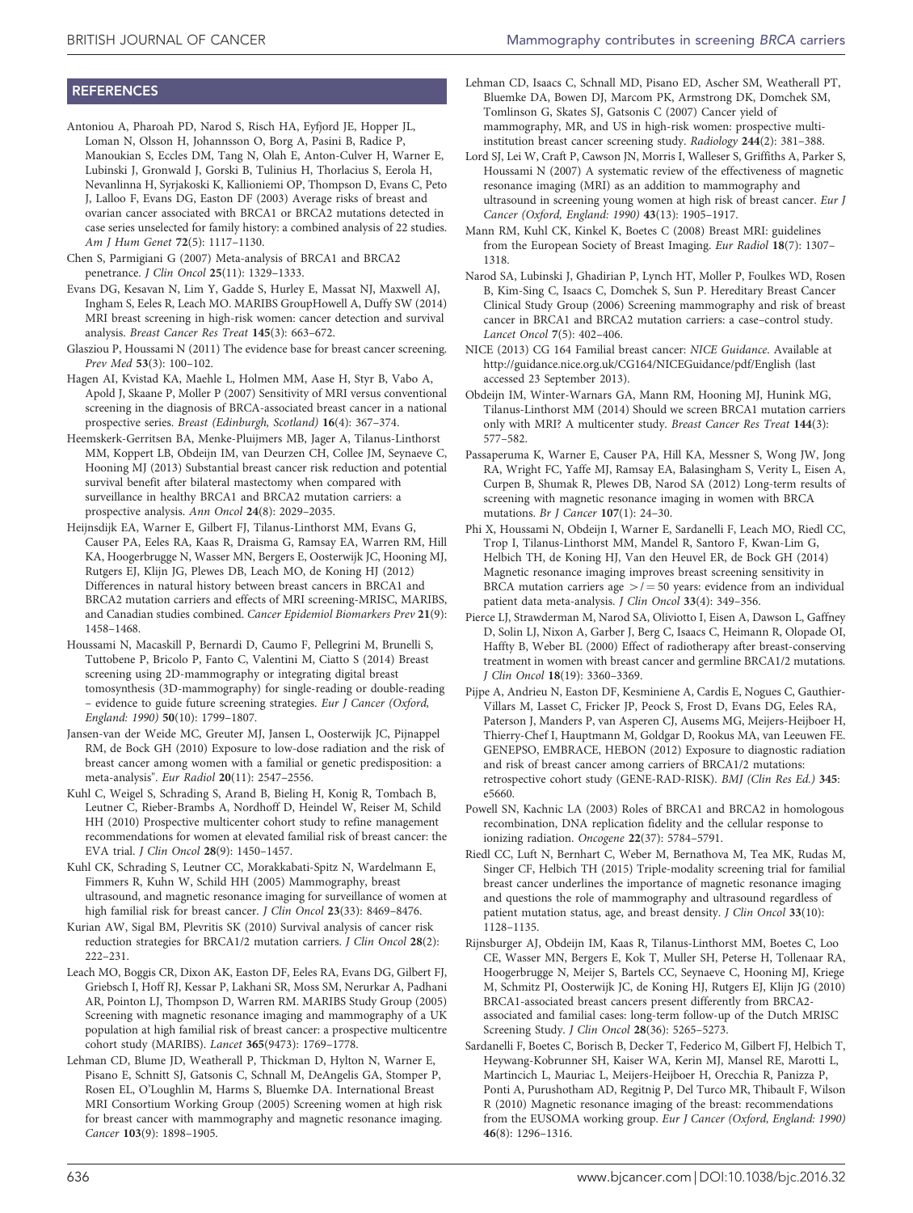## REFERENCES

Antoniou A, Pharoah PD, Narod S, Risch HA, Eyfjord JE, Hopper JL, Loman N, Olsson H, Johannsson O, Borg A, Pasini B, Radice P, Manoukian S, Eccles DM, Tang N, Olah E, Anton-Culver H, Warner E, Lubinski J, Gronwald J, Gorski B, Tulinius H, Thorlacius S, Eerola H, Nevanlinna H, Syrjakoski K, Kallioniemi OP, Thompson D, Evans C, Peto J, Lalloo F, Evans DG, Easton DF (2003) Average risks of breast and ovarian cancer associated with BRCA1 or BRCA2 mutations detected in case series unselected for family history: a combined analysis of 22 studies. *Am J Hum Genet* **72**(5): 1117–1130.

Chen S, Parmigiani G (2007) Meta-analysis of BRCA1 and BRCA2 penetrance. *J Clin Oncol* **25**(11): 1329–1333.

Evans DG, Kesavan N, Lim Y, Gadde S, Hurley E, Massat NJ, Maxwell AJ, Ingham S, Eeles R, Leach MO. MARIBS GroupHowell A, Duffy SW (2014) MRI breast screening in high-risk women: cancer detection and survival analysis. *Breast Cancer Res Treat* **145**(3): 663–672.

Glasziou P, Houssami N (2011) The evidence base for breast cancer screening. *Prev Med* **53**(3): 100–102.

Hagen AI, Kvistad KA, Maehle L, Holmen MM, Aase H, Styr B, Vabo A, Apold J, Skaane P, Moller P (2007) Sensitivity of MRI versus conventional screening in the diagnosis of BRCA-associated breast cancer in a national prospective series. *Breast (Edinburgh, Scotland)* **16**(4): 367–374.

Heemskerk-Gerritsen BA, Menke-Pluijmers MB, Jager A, Tilanus-Linthorst MM, Koppert LB, Obdeijn IM, van Deurzen CH, Collee JM, Seynaeve C, Hooning MJ (2013) Substantial breast cancer risk reduction and potential survival benefit after bilateral mastectomy when compared with surveillance in healthy BRCA1 and BRCA2 mutation carriers: a prospective analysis. *Ann Oncol* **24**(8): 2029–2035.

Heijnsdijk EA, Warner E, Gilbert FJ, Tilanus-Linthorst MM, Evans G, Causer PA, Eeles RA, Kaas R, Draisma G, Ramsay EA, Warren RM, Hill KA, Hoogerbrugge N, Wasser MN, Bergers E, Oosterwijk JC, Hooning MJ, Rutgers EJ, Klijn JG, Plewes DB, Leach MO, de Koning HJ (2012) Differences in natural history between breast cancers in BRCA1 and BRCA2 mutation carriers and effects of MRI screening-MRISC, MARIBS, and Canadian studies combined. *Cancer Epidemiol Biomarkers Prev* **21**(9): 1458–1468.

Houssami N, Macaskill P, Bernardi D, Caumo F, Pellegrini M, Brunelli S, Tuttobene P, Bricolo P, Fanto C, Valentini M, Ciatto S (2014) Breast screening using 2D-mammography or integrating digital breast tomosynthesis (3D-mammography) for single-reading or double-reading – evidence to guide future screening strategies. *Eur J Cancer (Oxford, England: 1990)* **50**(10): 1799–1807.

Jansen-van der Weide MC, Greuter MJ, Jansen L, Oosterwijk JC, Pijnappel RM, de Bock GH (2010) Exposure to low-dose radiation and the risk of breast cancer among women with a familial or genetic predisposition: a meta-analysis". *Eur Radiol* **20**(11): 2547–2556.

Kuhl C, Weigel S, Schrading S, Arand B, Bieling H, Konig R, Tombach B, Leutner C, Rieber-Brambs A, Nordhoff D, Heindel W, Reiser M, Schild HH (2010) Prospective multicenter cohort study to refine management recommendations for women at elevated familial risk of breast cancer: the EVA trial. *J Clin Oncol* **28**(9): 1450–1457.

Kuhl CK, Schrading S, Leutner CC, Morakkabati-Spitz N, Wardelmann E, Fimmers R, Kuhn W, Schild HH (2005) Mammography, breast ultrasound, and magnetic resonance imaging for surveillance of women at high familial risk for breast cancer. *J Clin Oncol* **23**(33): 8469–8476.

Kurian AW, Sigal BM, Plevritis SK (2010) Survival analysis of cancer risk reduction strategies for BRCA1/2 mutation carriers. *J Clin Oncol* **28**(2): 222–231.

Leach MO, Boggis CR, Dixon AK, Easton DF, Eeles RA, Evans DG, Gilbert FJ, Griebsch I, Hoff RJ, Kessar P, Lakhani SR, Moss SM, Nerurkar A, Padhani AR, Pointon LJ, Thompson D, Warren RM. MARIBS Study Group (2005) Screening with magnetic resonance imaging and mammography of a UK population at high familial risk of breast cancer: a prospective multicentre cohort study (MARIBS). *Lancet* **365**(9473): 1769–1778.

Lehman CD, Blume JD, Weatherall P, Thickman D, Hylton N, Warner E, Pisano E, Schnitt SJ, Gatsonis C, Schnall M, DeAngelis GA, Stomper P, Rosen EL, O'Loughlin M, Harms S, Bluemke DA. International Breast MRI Consortium Working Group (2005) Screening women at high risk for breast cancer with mammography and magnetic resonance imaging. *Cancer* **103**(9): 1898–1905.

Lehman CD, Isaacs C, Schnall MD, Pisano ED, Ascher SM, Weatherall PT, Bluemke DA, Bowen DJ, Marcom PK, Armstrong DK, Domchek SM, Tomlinson G, Skates SJ, Gatsonis C (2007) Cancer yield of mammography, MR, and US in high-risk women: prospective multi-institution breast cancer screening study. *Radiology* **244**(2): 381–388.

Lord SJ, Lei W, Craft P, Cawson JN, Morris I, Walleser S, Griffiths A, Parker S, Houssami N (2007) A systematic review of the effectiveness of magnetic resonance imaging (MRI) as an addition to mammography and ultrasound in screening young women at high risk of breast cancer. *Eur J Cancer (Oxford, England: 1990)* **43**(13): 1905–1917.

Mann RM, Kuhl CK, Kinkel K, Boetes C (2008) Breast MRI: guidelines from the European Society of Breast Imaging. *Eur Radiol* **18**(7): 1307–1318.

Narod SA, Lubinski J, Ghadirian P, Lynch HT, Moller P, Foulkes WD, Rosen B, Kim-Sing C, Isaacs C, Domchek S, Sun P. Hereditary Breast Cancer Clinical Study Group (2006) Screening mammography and risk of breast cancer in BRCA1 and BRCA2 mutation carriers: a case–control study. *Lancet Oncol* **7**(5): 402–406.

NICE (2013) CG 164 Familial breast cancer: *NICE Guidance*. Available at http://guidance.nice.org.uk/CG164/NICEGuidance/pdf/English (last accessed 23 September 2013).

Obdeijn IM, Winter-Warnars GA, Mann RM, Hooning MJ, Hunink MG, Tilanus-Linthorst MM (2014) Should we screen BRCA1 mutation carriers only with MRI? A multicenter study. *Breast Cancer Res Treat* **144**(3): 577–582.

Passaperuma K, Warner E, Causer PA, Hill KA, Messner S, Wong JW, Jong RA, Wright FC, Yaffe MJ, Ramsay EA, Balasingham S, Verity L, Eisen A, Curpen B, Shumak R, Plewes DB, Narod SA (2012) Long-term results of screening with magnetic resonance imaging in women with BRCA mutations. *Br J Cancer* **107**(1): 24–30.

Phi X, Houssami N, Obdeijn I, Warner E, Sardanelli F, Leach MO, Riedl CC, Trop I, Tilanus-Linthorst MM, Mandel R, Santoro F, Kwan-Lim G, Helbich TH, de Koning HJ, Van den Heuvel ER, de Bock GH (2014) Magnetic resonance imaging improves breast screening sensitivity in BRCA mutation carriers age >/= 50 years: evidence from an individual patient data meta-analysis. *J Clin Oncol* **33**(4): 349–356.

Pierce LJ, Strawderman M, Narod SA, Oliviotto I, Eisen A, Dawson L, Gaffney D, Solin LJ, Nixon A, Garber J, Berg C, Isaacs C, Heimann R, Olopade OI, Haffty B, Weber BL (2000) Effect of radiotherapy after breast-conserving treatment in women with breast cancer and germline BRCA1/2 mutations. *J Clin Oncol* **18**(19): 3360–3369.

Pijpe A, Andrieu N, Easton DF, Kesminiene A, Cardis E, Nogues C, Gauthier-Villars M, Lasset C, Fricker JP, Peock S, Frost D, Evans DG, Eeles RA, Paterson J, Manders P, van Asperen CJ, Ausems MG, Meijers-Heijboer H, Thierry-Chef I, Hauptmann M, Goldgar D, Rookus MA, van Leeuwen FE. GENEPSO, EMBRACE, HEBON (2012) Exposure to diagnostic radiation and risk of breast cancer among carriers of BRCA1/2 mutations: retrospective cohort study (GENE-RAD-RISK). *BMJ (Clin Res Ed.)* **345**: e5660.

Powell SN, Kachnic LA (2003) Roles of BRCA1 and BRCA2 in homologous recombination, DNA replication fidelity and the cellular response to ionizing radiation. *Oncogene* **22**(37): 5784–5791.

Riedl CC, Luft N, Bernhart C, Weber M, Bernathova M, Tea MK, Rudas M, Singer CF, Helbich TH (2015) Triple-modality screening trial for familial breast cancer underlines the importance of magnetic resonance imaging and questions the role of mammography and ultrasound regardless of patient mutation status, age, and breast density. *J Clin Oncol* **33**(10): 1128–1135.

Rijnsburger AJ, Obdeijn IM, Kaas R, Tilanus-Linthorst MM, Boetes C, Loo CE, Wasser MN, Bergers E, Kok T, Muller SH, Peterse H, Tollenaar RA, Hoogerbrugge N, Meijer S, Bartels CC, Seynaeve C, Hooning MJ, Kriege M, Schmitz PI, Oosterwijk JC, de Koning HJ, Rutgers EJ, Klijn JG (2010) BRCA1-associated breast cancers present differently from BRCA2-associated and familial cases: long-term follow-up of the Dutch MRISC Screening Study. *J Clin Oncol* **28**(36): 5265–5273.

Sardanelli F, Boetes C, Borisch B, Decker T, Federico M, Gilbert FJ, Helbich T, Heywang-Kobrunner SH, Kaiser WA, Kerin MJ, Mansel RE, Marotti L, Martincich L, Mauriac L, Meijers-Heijboer H, Orecchia R, Panizza P, Ponti A, Purushotham AD, Regitnig P, Del Turco MR, Thibault F, Wilson R (2010) Magnetic resonance imaging of the breast: recommendations from the EUSOMA working group. *Eur J Cancer (Oxford, England: 1990)* **46**(8): 1296–1316.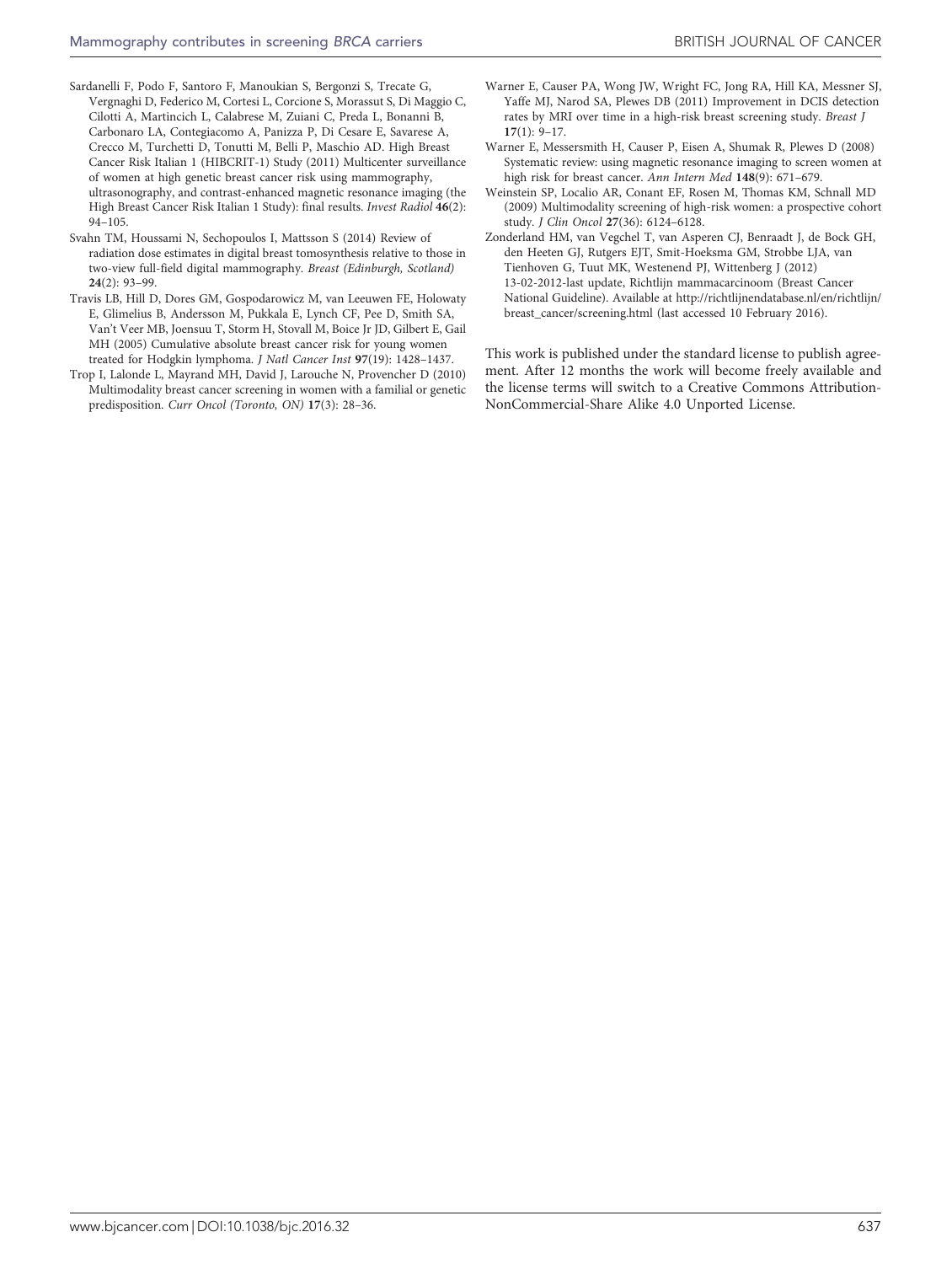Sardanelli F, Podo F, Santoro F, Manoukian S, Bergonzi S, Trecate G, Vergnaghi D, Federico M, Cortesi L, Corcione S, Morassut S, Di Maggio C, Cilotti A, Martincich L, Calabrese M, Zuiani C, Preda L, Bonanni B, Carbonaro LA, Contegiacomo A, Panizza P, Di Cesare E, Savarese A, Crecco M, Turchetti D, Tonutti M, Belli P, Maschio AD. High Breast Cancer Risk Italian 1 (HIBCRIT-1) Study (2011) Multicenter surveillance of women at high genetic breast cancer risk using mammography, ultrasonography, and contrast-enhanced magnetic resonance imaging (the High Breast Cancer Risk Italian 1 Study): final results. *Invest Radiol* **46**(2): 94–105.

Svahn TM, Houssami N, Sechopoulos I, Mattsson S (2014) Review of radiation dose estimates in digital breast tomosynthesis relative to those in two-view full-field digital mammography. *Breast (Edinburgh, Scotland)* **24**(2): 93–99.

Travis LB, Hill D, Dores GM, Gospodarowicz M, van Leeuwen FE, Holowaty E, Glimelius B, Andersson M, Pukkala E, Lynch CF, Pee D, Smith SA, Van't Veer MB, Joensuu T, Storm H, Stovall M, Boice Jr JD, Gilbert E, Gail MH (2005) Cumulative absolute breast cancer risk for young women treated for Hodgkin lymphoma. *J Natl Cancer Inst* **97**(19): 1428–1437.

Trop I, Lalonde L, Mayrand MH, David J, Larouche N, Provencher D (2010) Multimodality breast cancer screening in women with a familial or genetic predisposition. *Curr Oncol (Toronto, ON)* **17**(3): 28–36.

Warner E, Causer PA, Wong JW, Wright FC, Jong RA, Hill KA, Messner SJ, Yaffe MJ, Narod SA, Plewes DB (2011) Improvement in DCIS detection rates by MRI over time in a high-risk breast screening study. *Breast J* **17**(1): 9–17.

Warner E, Messersmith H, Causer P, Eisen A, Shumak R, Plewes D (2008) Systematic review: using magnetic resonance imaging to screen women at high risk for breast cancer. *Ann Intern Med* **148**(9): 671–679.

Weinstein SP, Localio AR, Conant EF, Rosen M, Thomas KM, Schnall MD (2009) Multimodality screening of high-risk women: a prospective cohort study. *J Clin Oncol* **27**(36): 6124–6128.

Zonderland HM, van Vegchel T, van Asperen CJ, Benraadt J, de Bock GH, den Heeten GJ, Rutgers EJT, Smit-Hoeksma GM, Strobbe LJA, van Tienhoven G, Tuut MK, Westenend PJ, Wittenberg J (2012) 13-02-2012-last update, Richtlijn mammacarcinoom (Breast Cancer National Guideline). Available at http://richtlijnendatabase.nl/en/richtlijn/breast_cancer/screening.html (last accessed 10 February 2016).

This work is published under the standard license to publish agreement. After 12 months the work will become freely available and the license terms will switch to a Creative Commons Attribution-NonCommercial-Share Alike 4.0 Unported License.